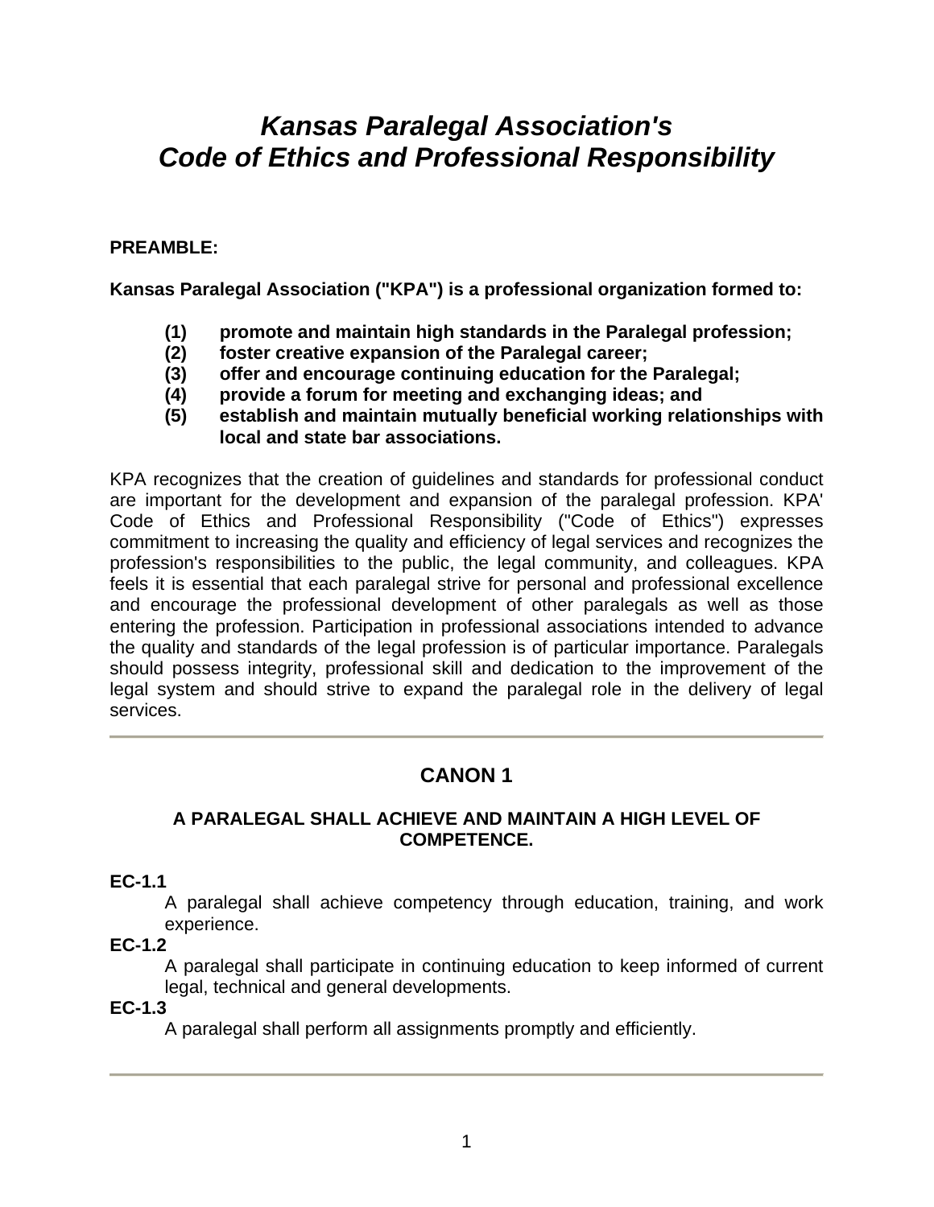# *Kansas Paralegal Association's*
# *Code of Ethics and Professional Responsibility*

**PREAMBLE:**

**Kansas Paralegal Association ("KPA") is a professional organization formed to:**

> **(1)** **promote and maintain high standards in the Paralegal profession;**
> **(2)** **foster creative expansion of the Paralegal career;**
> **(3)** **offer and encourage continuing education for the Paralegal;**
> **(4)** **provide a forum for meeting and exchanging ideas; and**
> **(5)** **establish and maintain mutually beneficial working relationships with local and state bar associations.**

KPA recognizes that the creation of guidelines and standards for professional conduct are important for the development and expansion of the paralegal profession. KPA' Code of Ethics and Professional Responsibility ("Code of Ethics") expresses commitment to increasing the quality and efficiency of legal services and recognizes the profession's responsibilities to the public, the legal community, and colleagues. KPA feels it is essential that each paralegal strive for personal and professional excellence and encourage the professional development of other paralegals as well as those entering the profession. Participation in professional associations intended to advance the quality and standards of the legal profession is of particular importance. Paralegals should possess integrity, professional skill and dedication to the improvement of the legal system and should strive to expand the paralegal role in the delivery of legal services.

---

## CANON 1

### A PARALEGAL SHALL ACHIEVE AND MAINTAIN A HIGH LEVEL OF COMPETENCE.

**EC-1.1**

A paralegal shall achieve competency through education, training, and work experience.

**EC-1.2**

A paralegal shall participate in continuing education to keep informed of current legal, technical and general developments.

**EC-1.3**

A paralegal shall perform all assignments promptly and efficiently.

---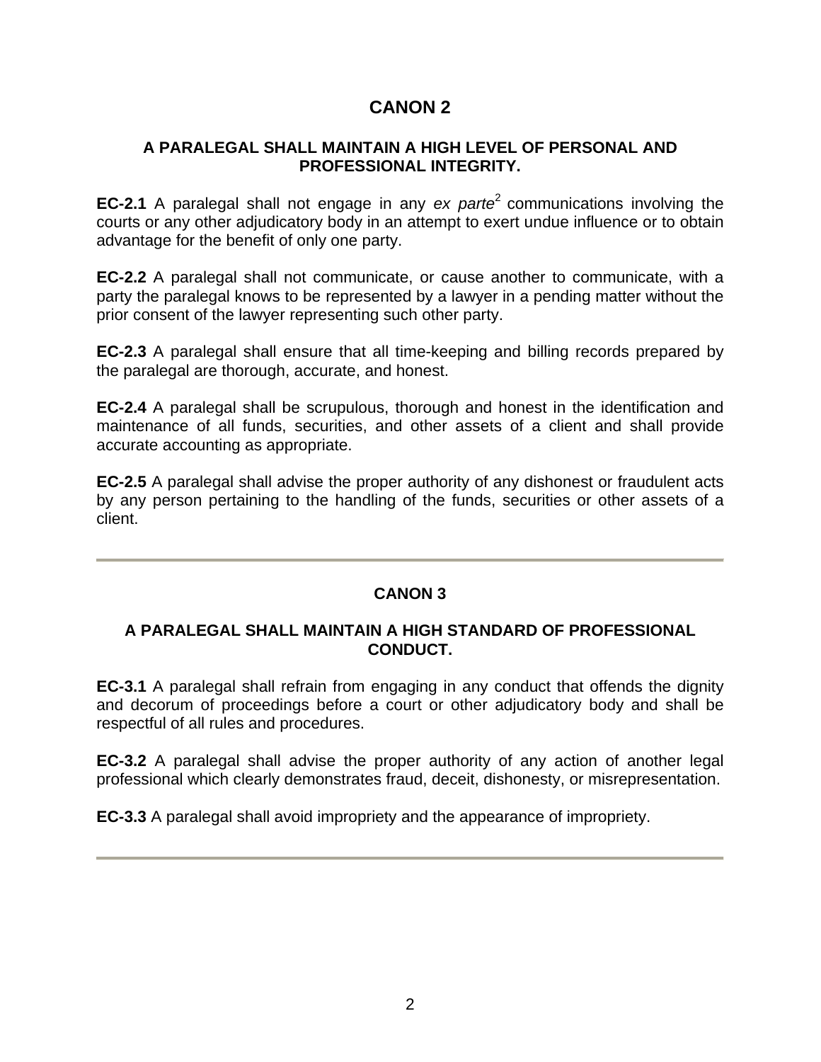## CANON 2

### A PARALEGAL SHALL MAINTAIN A HIGH LEVEL OF PERSONAL AND PROFESSIONAL INTEGRITY.

**EC-2.1** A paralegal shall not engage in any *ex parte*[2] communications involving the courts or any other adjudicatory body in an attempt to exert undue influence or to obtain advantage for the benefit of only one party.

**EC-2.2** A paralegal shall not communicate, or cause another to communicate, with a party the paralegal knows to be represented by a lawyer in a pending matter without the prior consent of the lawyer representing such other party.

**EC-2.3** A paralegal shall ensure that all time-keeping and billing records prepared by the paralegal are thorough, accurate, and honest.

**EC-2.4** A paralegal shall be scrupulous, thorough and honest in the identification and maintenance of all funds, securities, and other assets of a client and shall provide accurate accounting as appropriate.

**EC-2.5** A paralegal shall advise the proper authority of any dishonest or fraudulent acts by any person pertaining to the handling of the funds, securities or other assets of a client.

---

## CANON 3

### A PARALEGAL SHALL MAINTAIN A HIGH STANDARD OF PROFESSIONAL CONDUCT.

**EC-3.1** A paralegal shall refrain from engaging in any conduct that offends the dignity and decorum of proceedings before a court or other adjudicatory body and shall be respectful of all rules and procedures.

**EC-3.2** A paralegal shall advise the proper authority of any action of another legal professional which clearly demonstrates fraud, deceit, dishonesty, or misrepresentation.

**EC-3.3** A paralegal shall avoid impropriety and the appearance of impropriety.

---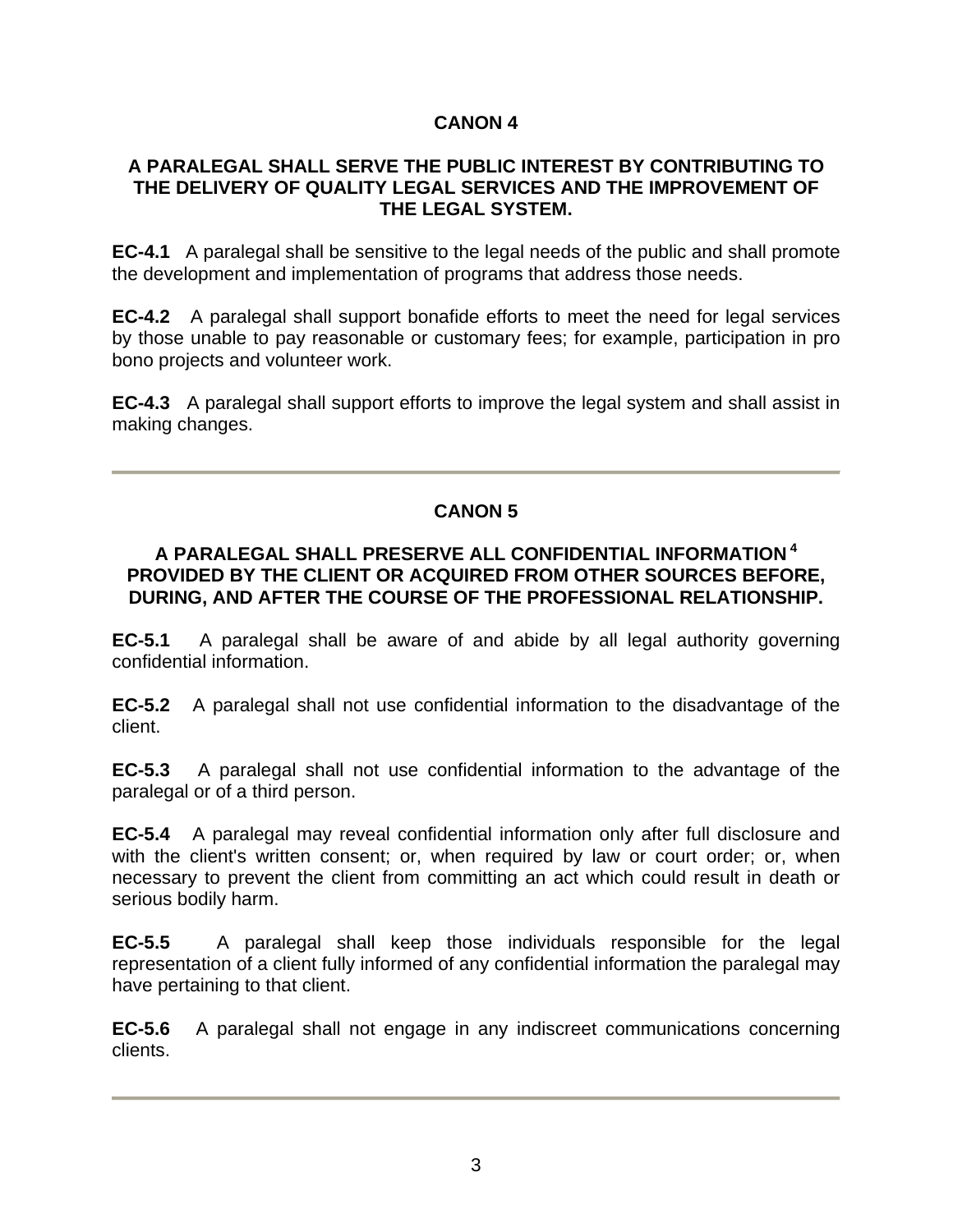## CANON 4

### A PARALEGAL SHALL SERVE THE PUBLIC INTEREST BY CONTRIBUTING TO THE DELIVERY OF QUALITY LEGAL SERVICES AND THE IMPROVEMENT OF THE LEGAL SYSTEM.

**EC-4.1** A paralegal shall be sensitive to the legal needs of the public and shall promote the development and implementation of programs that address those needs.

**EC-4.2** A paralegal shall support bonafide efforts to meet the need for legal services by those unable to pay reasonable or customary fees; for example, participation in pro bono projects and volunteer work.

**EC-4.3** A paralegal shall support efforts to improve the legal system and shall assist in making changes.

---

## CANON 5

### A PARALEGAL SHALL PRESERVE ALL CONFIDENTIAL INFORMATION [4] PROVIDED BY THE CLIENT OR ACQUIRED FROM OTHER SOURCES BEFORE, DURING, AND AFTER THE COURSE OF THE PROFESSIONAL RELATIONSHIP.

**EC-5.1** A paralegal shall be aware of and abide by all legal authority governing confidential information.

**EC-5.2** A paralegal shall not use confidential information to the disadvantage of the client.

**EC-5.3** A paralegal shall not use confidential information to the advantage of the paralegal or of a third person.

**EC-5.4** A paralegal may reveal confidential information only after full disclosure and with the client's written consent; or, when required by law or court order; or, when necessary to prevent the client from committing an act which could result in death or serious bodily harm.

**EC-5.5** A paralegal shall keep those individuals responsible for the legal representation of a client fully informed of any confidential information the paralegal may have pertaining to that client.

**EC-5.6** A paralegal shall not engage in any indiscreet communications concerning clients.

---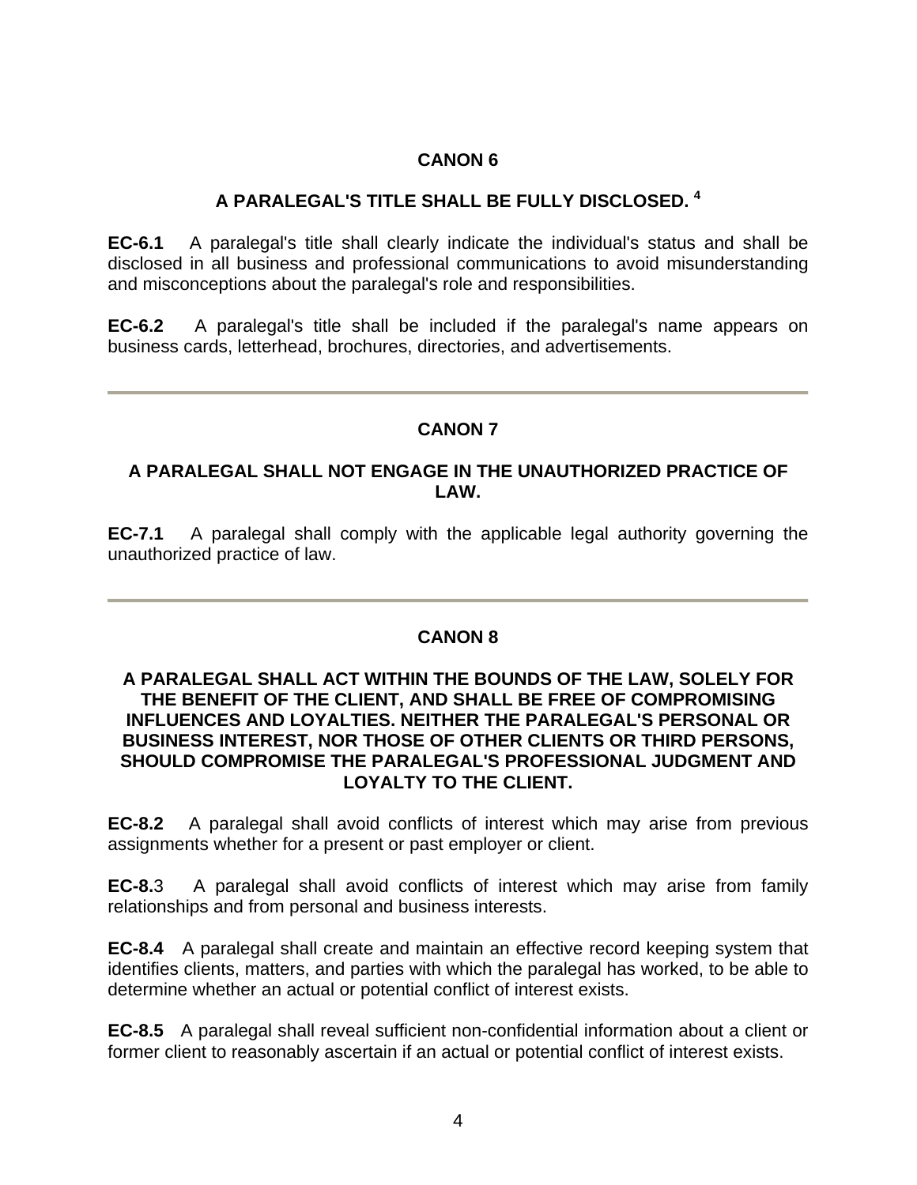## CANON 6

### A PARALEGAL'S TITLE SHALL BE FULLY DISCLOSED. [4]

**EC-6.1** A paralegal's title shall clearly indicate the individual's status and shall be disclosed in all business and professional communications to avoid misunderstanding and misconceptions about the paralegal's role and responsibilities.

**EC-6.2** A paralegal's title shall be included if the paralegal's name appears on business cards, letterhead, brochures, directories, and advertisements.

---

## CANON 7

### A PARALEGAL SHALL NOT ENGAGE IN THE UNAUTHORIZED PRACTICE OF LAW.

**EC-7.1** A paralegal shall comply with the applicable legal authority governing the unauthorized practice of law.

---

## CANON 8

### A PARALEGAL SHALL ACT WITHIN THE BOUNDS OF THE LAW, SOLELY FOR THE BENEFIT OF THE CLIENT, AND SHALL BE FREE OF COMPROMISING INFLUENCES AND LOYALTIES. NEITHER THE PARALEGAL'S PERSONAL OR BUSINESS INTEREST, NOR THOSE OF OTHER CLIENTS OR THIRD PERSONS, SHOULD COMPROMISE THE PARALEGAL'S PROFESSIONAL JUDGMENT AND LOYALTY TO THE CLIENT.

**EC-8.2** A paralegal shall avoid conflicts of interest which may arise from previous assignments whether for a present or past employer or client.

**EC-8.**3 A paralegal shall avoid conflicts of interest which may arise from family relationships and from personal and business interests.

**EC-8.4** A paralegal shall create and maintain an effective record keeping system that identifies clients, matters, and parties with which the paralegal has worked, to be able to determine whether an actual or potential conflict of interest exists.

**EC-8.5** A paralegal shall reveal sufficient non-confidential information about a client or former client to reasonably ascertain if an actual or potential conflict of interest exists.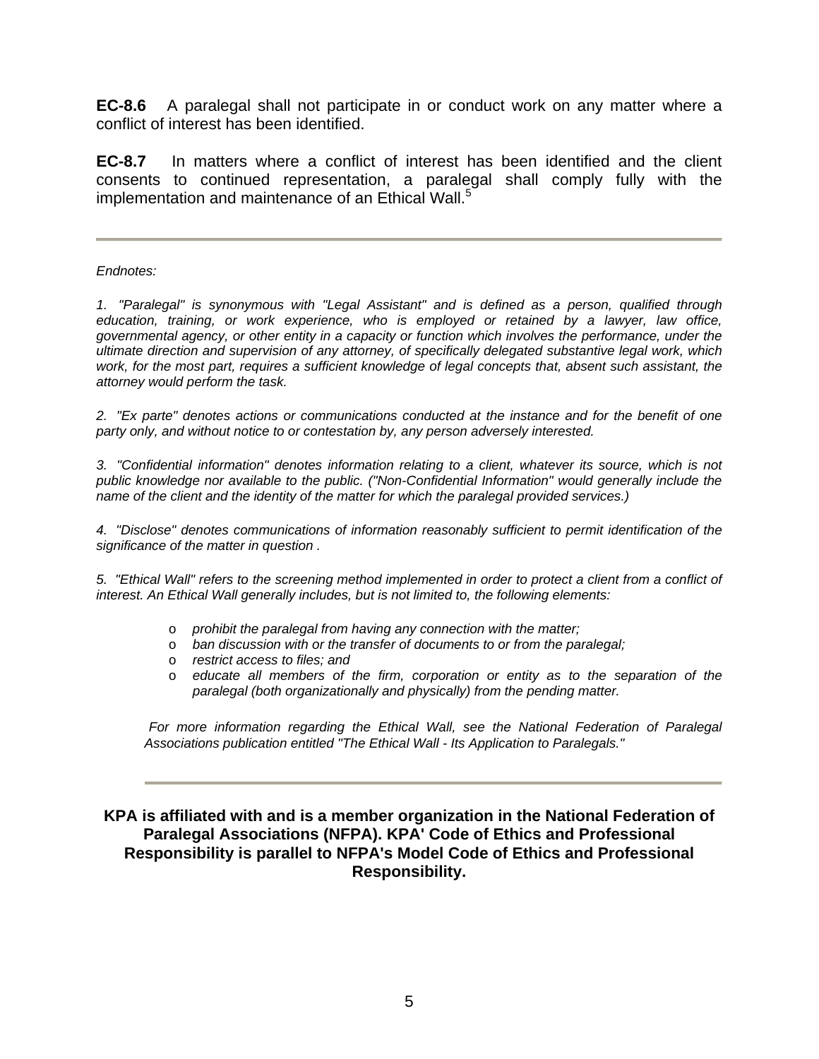**EC-8.6** A paralegal shall not participate in or conduct work on any matter where a conflict of interest has been identified.

**EC-8.7** In matters where a conflict of interest has been identified and the client consents to continued representation, a paralegal shall comply fully with the implementation and maintenance of an Ethical Wall.[5]

---

*Endnotes:*

*1. "Paralegal" is synonymous with "Legal Assistant" and is defined as a person, qualified through education, training, or work experience, who is employed or retained by a lawyer, law office, governmental agency, or other entity in a capacity or function which involves the performance, under the ultimate direction and supervision of any attorney, of specifically delegated substantive legal work, which work, for the most part, requires a sufficient knowledge of legal concepts that, absent such assistant, the attorney would perform the task.*

*2. "Ex parte" denotes actions or communications conducted at the instance and for the benefit of one party only, and without notice to or contestation by, any person adversely interested.*

*3. "Confidential information" denotes information relating to a client, whatever its source, which is not public knowledge nor available to the public. ("Non-Confidential Information" would generally include the name of the client and the identity of the matter for which the paralegal provided services.)*

*4. "Disclose" denotes communications of information reasonably sufficient to permit identification of the significance of the matter in question .*

*5. "Ethical Wall" refers to the screening method implemented in order to protect a client from a conflict of interest. An Ethical Wall generally includes, but is not limited to, the following elements:*

- *prohibit the paralegal from having any connection with the matter;*
- *ban discussion with or the transfer of documents to or from the paralegal;*
- *restrict access to files; and*
- *educate all members of the firm, corporation or entity as to the separation of the paralegal (both organizationally and physically) from the pending matter.*

*For more information regarding the Ethical Wall, see the National Federation of Paralegal Associations publication entitled "The Ethical Wall - Its Application to Paralegals."*

---

**KPA is affiliated with and is a member organization in the National Federation of Paralegal Associations (NFPA). KPA' Code of Ethics and Professional Responsibility is parallel to NFPA's Model Code of Ethics and Professional Responsibility.**